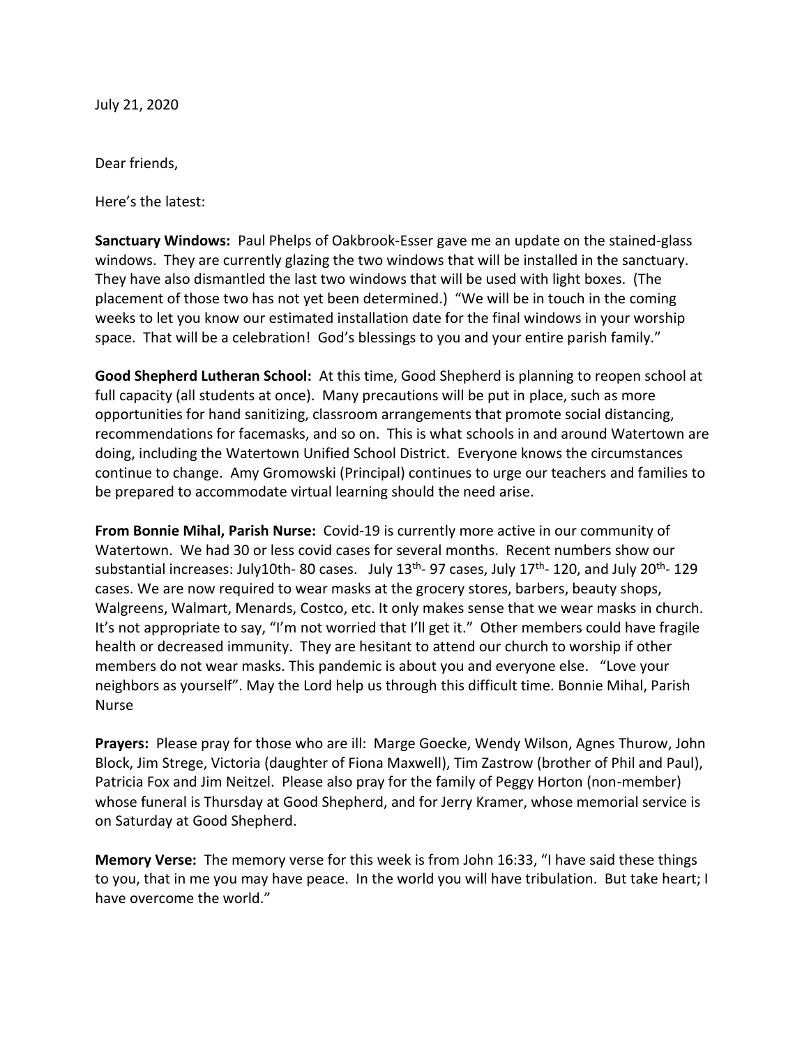July 21, 2020

Dear friends,

Here's the latest:

**Sanctuary Windows:** Paul Phelps of Oakbrook-Esser gave me an update on the stained-glass windows. They are currently glazing the two windows that will be installed in the sanctuary. They have also dismantled the last two windows that will be used with light boxes. (The placement of those two has not yet been determined.) "We will be in touch in the coming weeks to let you know our estimated installation date for the final windows in your worship space. That will be a celebration! God's blessings to you and your entire parish family."

**Good Shepherd Lutheran School:** At this time, Good Shepherd is planning to reopen school at full capacity (all students at once). Many precautions will be put in place, such as more opportunities for hand sanitizing, classroom arrangements that promote social distancing, recommendations for facemasks, and so on. This is what schools in and around Watertown are doing, including the Watertown Unified School District. Everyone knows the circumstances continue to change. Amy Gromowski (Principal) continues to urge our teachers and families to be prepared to accommodate virtual learning should the need arise.

**From Bonnie Mihal, Parish Nurse:** Covid-19 is currently more active in our community of Watertown. We had 30 or less covid cases for several months. Recent numbers show our substantial increases: July10th- 80 cases. July 13th- 97 cases, July 17th- 120, and July 20th- 129 cases. We are now required to wear masks at the grocery stores, barbers, beauty shops, Walgreens, Walmart, Menards, Costco, etc. It only makes sense that we wear masks in church. It's not appropriate to say, "I'm not worried that I'll get it." Other members could have fragile health or decreased immunity. They are hesitant to attend our church to worship if other members do not wear masks. This pandemic is about you and everyone else. "Love your neighbors as yourself". May the Lord help us through this difficult time. Bonnie Mihal, Parish Nurse

**Prayers:** Please pray for those who are ill: Marge Goecke, Wendy Wilson, Agnes Thurow, John Block, Jim Strege, Victoria (daughter of Fiona Maxwell), Tim Zastrow (brother of Phil and Paul), Patricia Fox and Jim Neitzel. Please also pray for the family of Peggy Horton (non-member) whose funeral is Thursday at Good Shepherd, and for Jerry Kramer, whose memorial service is on Saturday at Good Shepherd.

**Memory Verse:** The memory verse for this week is from John 16:33, "I have said these things to you, that in me you may have peace. In the world you will have tribulation. But take heart; I have overcome the world."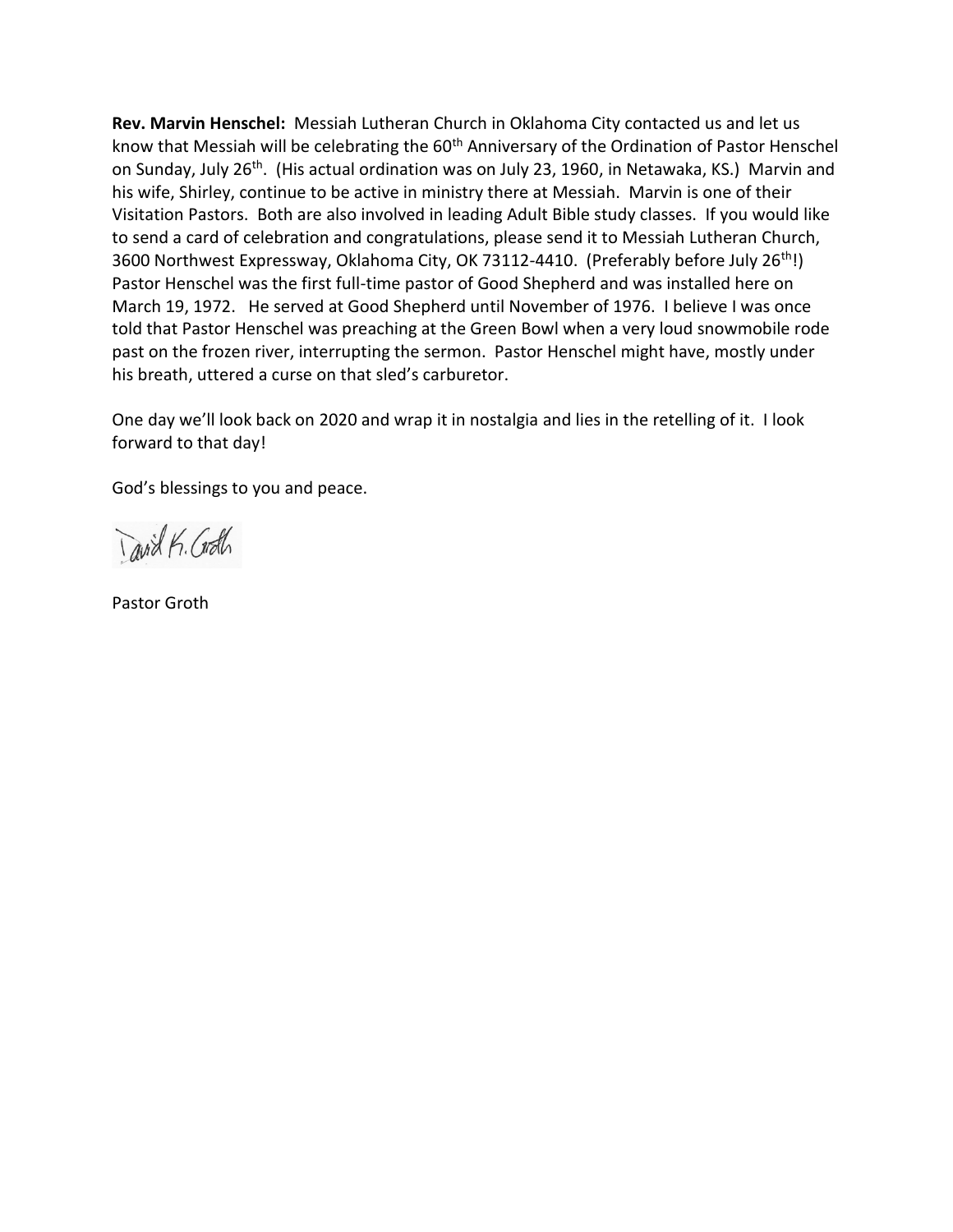**Rev. Marvin Henschel:** Messiah Lutheran Church in Oklahoma City contacted us and let us know that Messiah will be celebrating the 60th Anniversary of the Ordination of Pastor Henschel on Sunday, July 26th. (His actual ordination was on July 23, 1960, in Netawaka, KS.) Marvin and his wife, Shirley, continue to be active in ministry there at Messiah. Marvin is one of their Visitation Pastors. Both are also involved in leading Adult Bible study classes. If you would like to send a card of celebration and congratulations, please send it to Messiah Lutheran Church, 3600 Northwest Expressway, Oklahoma City, OK 73112-4410. (Preferably before July 26th!) Pastor Henschel was the first full-time pastor of Good Shepherd and was installed here on March 19, 1972. He served at Good Shepherd until November of 1976. I believe I was once told that Pastor Henschel was preaching at the Green Bowl when a very loud snowmobile rode past on the frozen river, interrupting the sermon. Pastor Henschel might have, mostly under his breath, uttered a curse on that sled's carburetor.

One day we'll look back on 2020 and wrap it in nostalgia and lies in the retelling of it. I look forward to that day!

God's blessings to you and peace.

David K. Groth

Pastor Groth